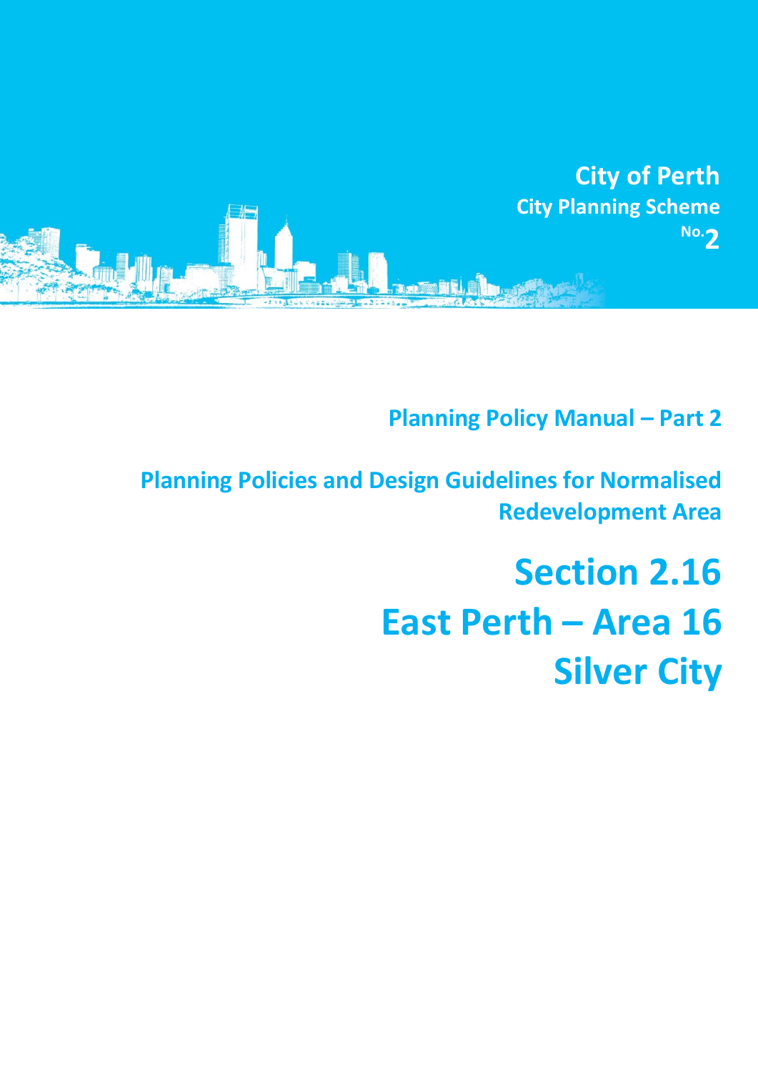City of Perth
City Planning Scheme No. 2

## Planning Policy Manual – Part 2

## Planning Policies and Design Guidelines for Normalised Redevelopment Area

# Section 2.16
# East Perth – Area 16
# Silver City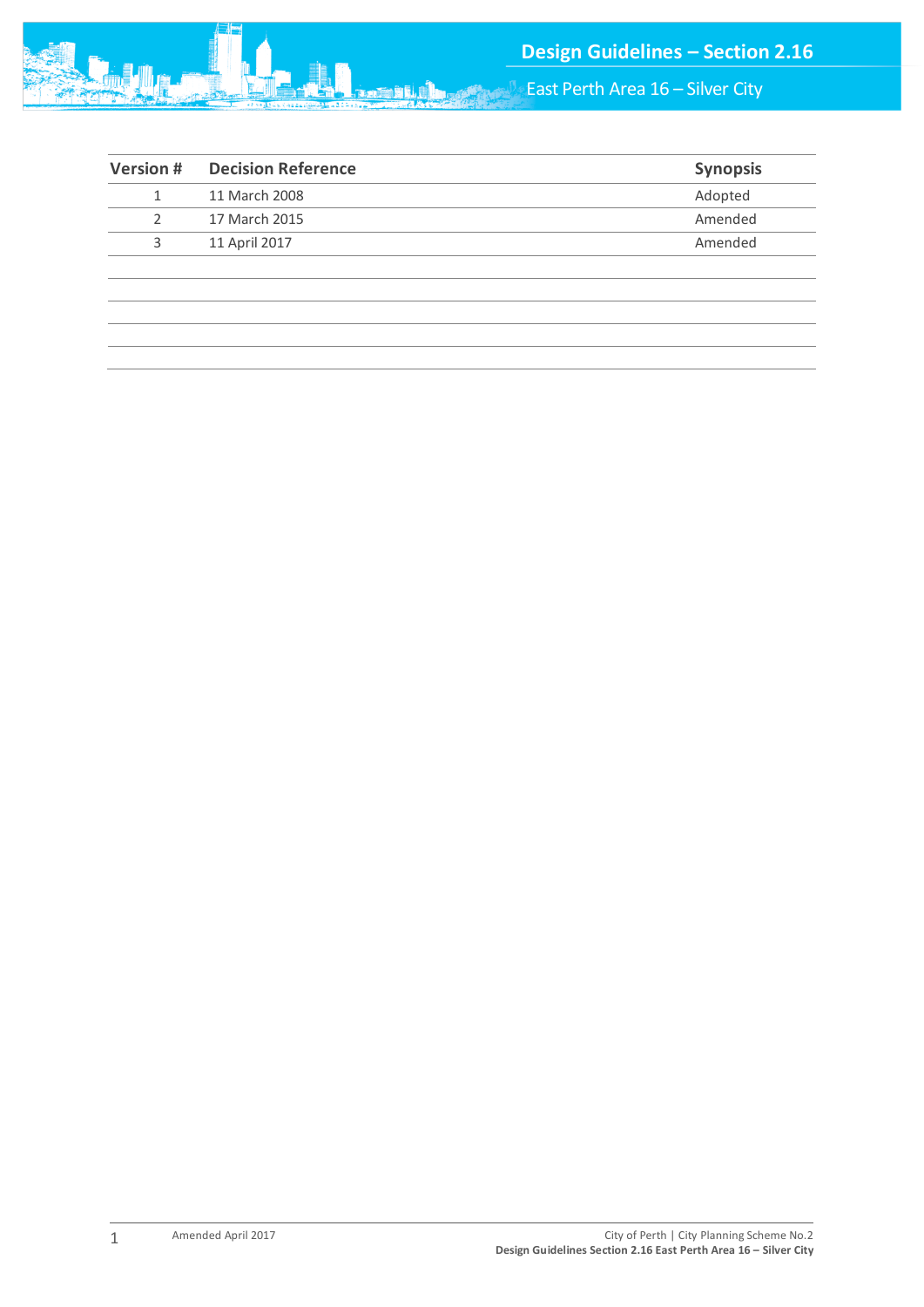| Version # | Decision Reference | Synopsis |
| --- | --- | --- |
| 1 | 11 March 2008 | Adopted |
| 2 | 17 March 2015 | Amended |
| 3 | 11 April 2017 | Amended |
| | | |
| | | |
| | | |
| | | |
| | | |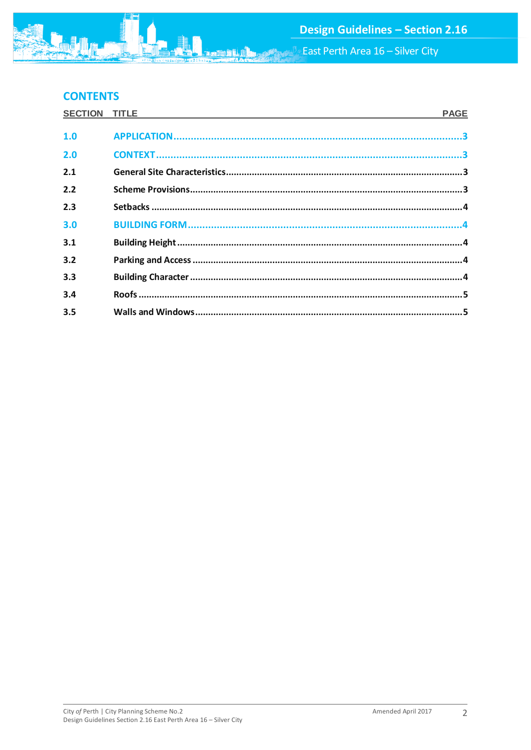## CONTENTS

| SECTION | TITLE | PAGE |
|---|---|---|
| **1.0** | **APPLICATION** | **3** |
| **2.0** | **CONTEXT** | **3** |
| **2.1** | **General Site Characteristics** | **3** |
| **2.2** | **Scheme Provisions** | **3** |
| **2.3** | **Setbacks** | **4** |
| **3.0** | **BUILDING FORM** | **4** |
| **3.1** | **Building Height** | **4** |
| **3.2** | **Parking and Access** | **4** |
| **3.3** | **Building Character** | **4** |
| **3.4** | **Roofs** | **5** |
| **3.5** | **Walls and Windows** | **5** |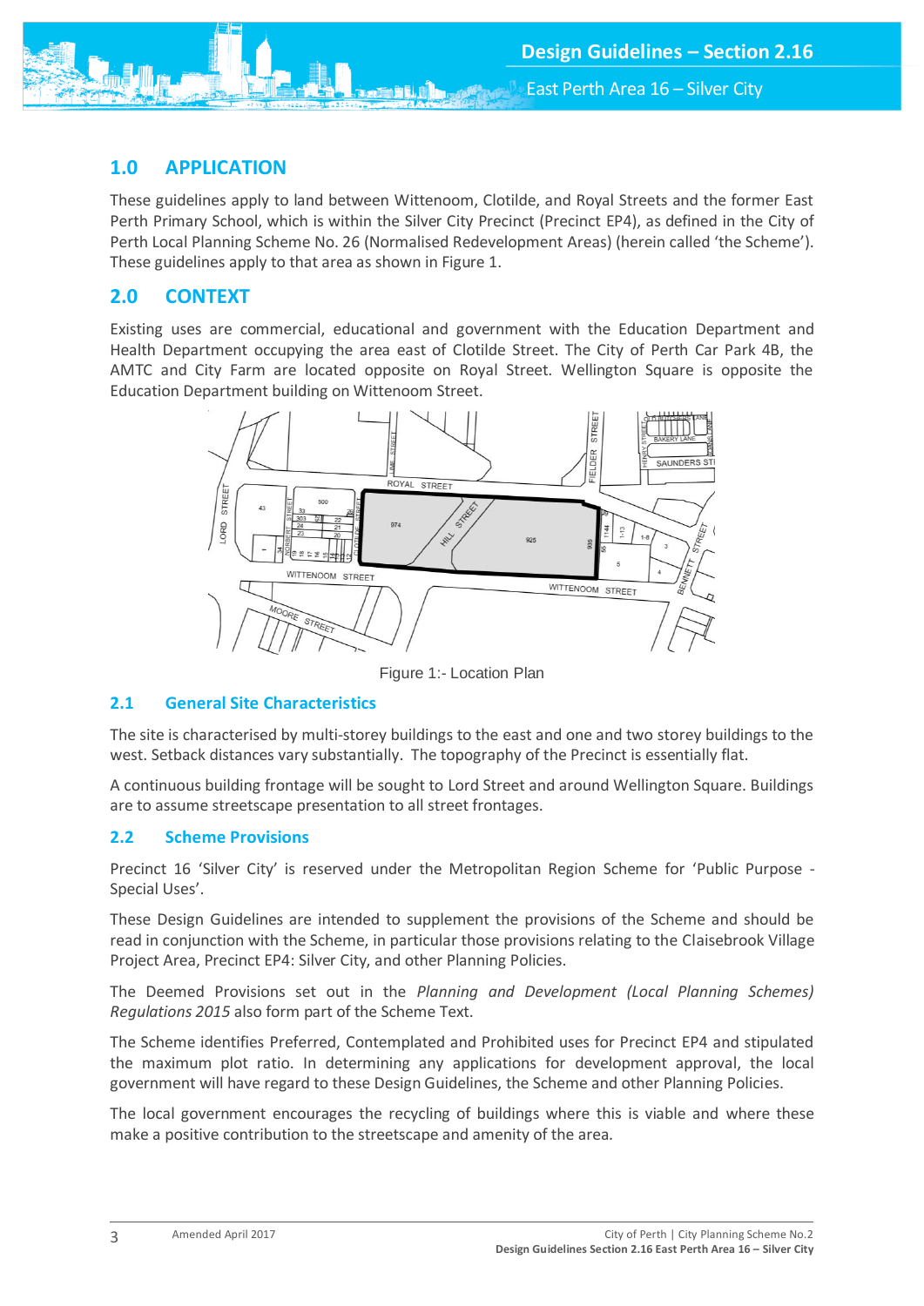## 1.0 APPLICATION

These guidelines apply to land between Wittenoom, Clotilde, and Royal Streets and the former East Perth Primary School, which is within the Silver City Precinct (Precinct EP4), as defined in the City of Perth Local Planning Scheme No. 26 (Normalised Redevelopment Areas) (herein called 'the Scheme'). These guidelines apply to that area as shown in Figure 1.

## 2.0 CONTEXT

Existing uses are commercial, educational and government with the Education Department and Health Department occupying the area east of Clotilde Street. The City of Perth Car Park 4B, the AMTC and City Farm are located opposite on Royal Street. Wellington Square is opposite the Education Department building on Wittenoom Street.

Figure 1:- Location Plan

### 2.1 General Site Characteristics

The site is characterised by multi-storey buildings to the east and one and two storey buildings to the west. Setback distances vary substantially. The topography of the Precinct is essentially flat.

A continuous building frontage will be sought to Lord Street and around Wellington Square. Buildings are to assume streetscape presentation to all street frontages.

### 2.2 Scheme Provisions

Precinct 16 'Silver City' is reserved under the Metropolitan Region Scheme for 'Public Purpose - Special Uses'.

These Design Guidelines are intended to supplement the provisions of the Scheme and should be read in conjunction with the Scheme, in particular those provisions relating to the Claisebrook Village Project Area, Precinct EP4: Silver City, and other Planning Policies.

The Deemed Provisions set out in the *Planning and Development (Local Planning Schemes) Regulations 2015* also form part of the Scheme Text.

The Scheme identifies Preferred, Contemplated and Prohibited uses for Precinct EP4 and stipulated the maximum plot ratio. In determining any applications for development approval, the local government will have regard to these Design Guidelines, the Scheme and other Planning Policies.

The local government encourages the recycling of buildings where this is viable and where these make a positive contribution to the streetscape and amenity of the area.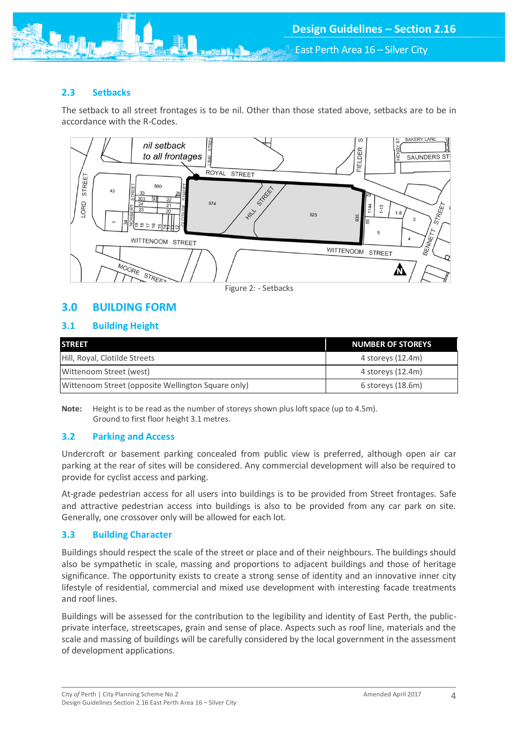## 2.3 Setbacks

The setback to all street frontages is to be nil. Other than those stated above, setbacks are to be in accordance with the R-Codes.

Figure 2: - Setbacks

# 3.0 BUILDING FORM

## 3.1 Building Height

| STREET | NUMBER OF STOREYS |
|---|---|
| Hill, Royal, Clotilde Streets | 4 storeys (12.4m) |
| Wittenoom Street (west) | 4 storeys (12.4m) |
| Wittenoom Street (opposite Wellington Square only) | 6 storeys (18.6m) |

**Note:** Height is to be read as the number of storeys shown plus loft space (up to 4.5m). Ground to first floor height 3.1 metres.

## 3.2 Parking and Access

Undercroft or basement parking concealed from public view is preferred, although open air car parking at the rear of sites will be considered. Any commercial development will also be required to provide for cyclist access and parking.

At-grade pedestrian access for all users into buildings is to be provided from Street frontages. Safe and attractive pedestrian access into buildings is also to be provided from any car park on site. Generally, one crossover only will be allowed for each lot.

## 3.3 Building Character

Buildings should respect the scale of the street or place and of their neighbours. The buildings should also be sympathetic in scale, massing and proportions to adjacent buildings and those of heritage significance. The opportunity exists to create a strong sense of identity and an innovative inner city lifestyle of residential, commercial and mixed use development with interesting facade treatments and roof lines.

Buildings will be assessed for the contribution to the legibility and identity of East Perth, the public-private interface, streetscapes, grain and sense of place. Aspects such as roof line, materials and the scale and massing of buildings will be carefully considered by the local government in the assessment of development applications.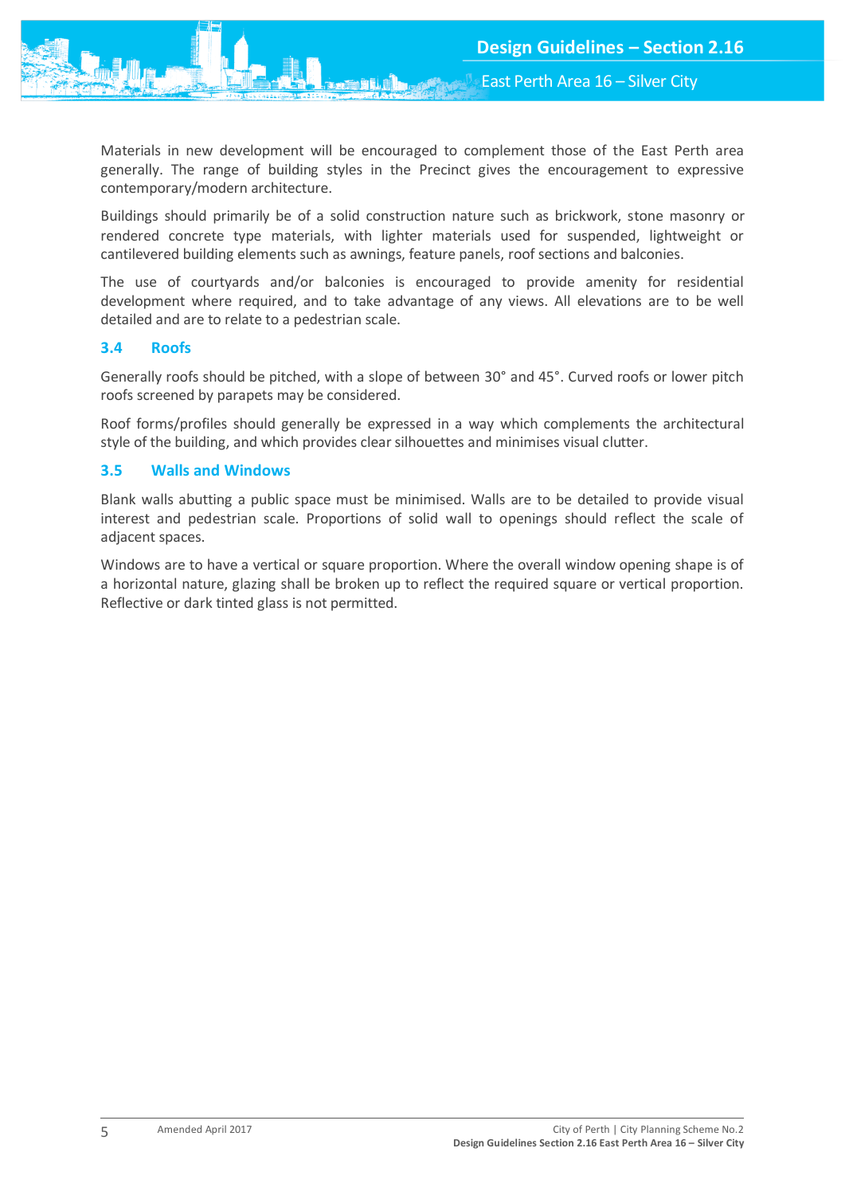Materials in new development will be encouraged to complement those of the East Perth area generally. The range of building styles in the Precinct gives the encouragement to expressive contemporary/modern architecture.

Buildings should primarily be of a solid construction nature such as brickwork, stone masonry or rendered concrete type materials, with lighter materials used for suspended, lightweight or cantilevered building elements such as awnings, feature panels, roof sections and balconies.

The use of courtyards and/or balconies is encouraged to provide amenity for residential development where required, and to take advantage of any views. All elevations are to be well detailed and are to relate to a pedestrian scale.

### 3.4 Roofs

Generally roofs should be pitched, with a slope of between 30° and 45°. Curved roofs or lower pitch roofs screened by parapets may be considered.

Roof forms/profiles should generally be expressed in a way which complements the architectural style of the building, and which provides clear silhouettes and minimises visual clutter.

### 3.5 Walls and Windows

Blank walls abutting a public space must be minimised. Walls are to be detailed to provide visual interest and pedestrian scale. Proportions of solid wall to openings should reflect the scale of adjacent spaces.

Windows are to have a vertical or square proportion. Where the overall window opening shape is of a horizontal nature, glazing shall be broken up to reflect the required square or vertical proportion. Reflective or dark tinted glass is not permitted.